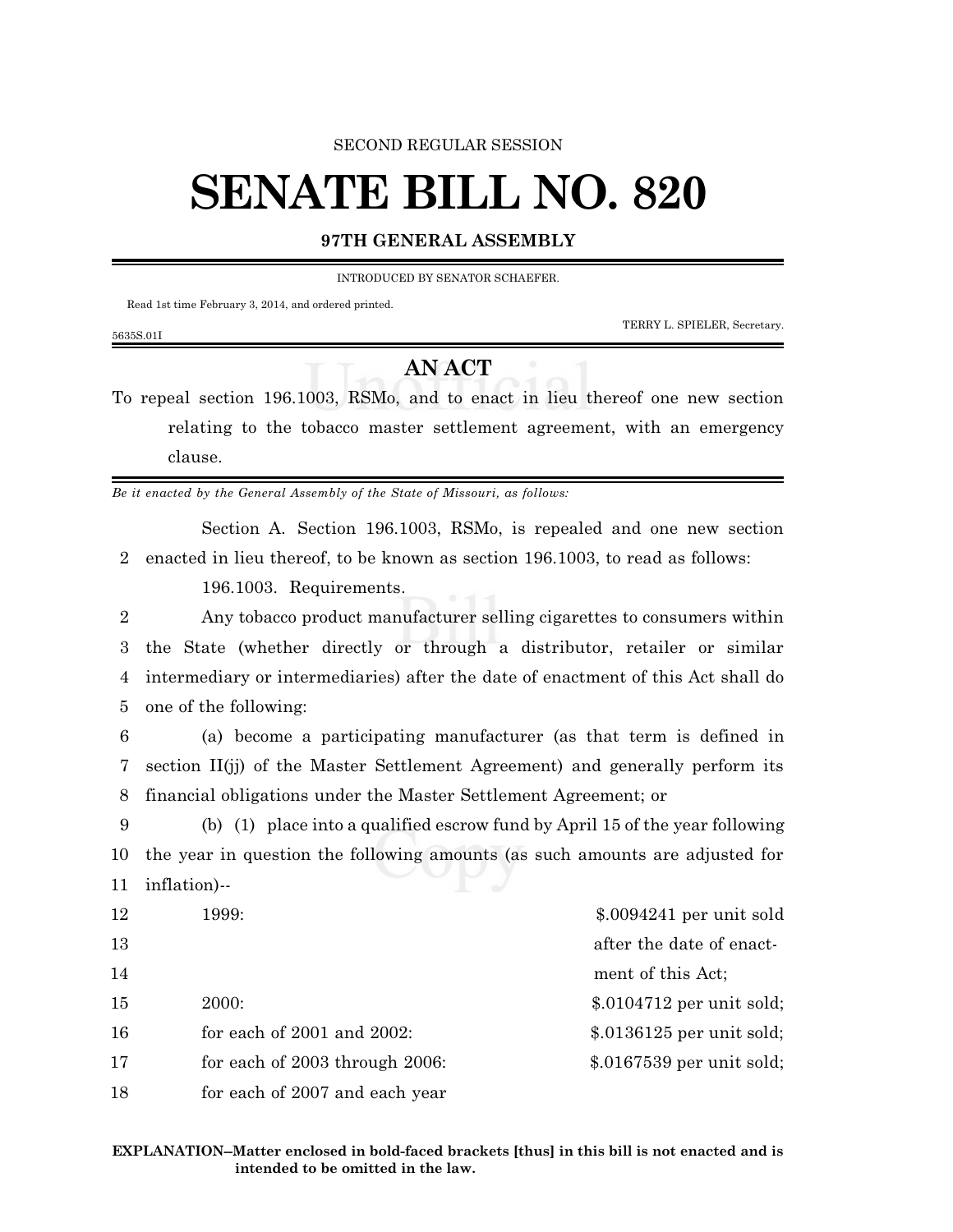SECOND REGULAR SESSION

# SENATE BILL NO. 820

**97TH GENERAL ASSEMBLY**

INTRODUCED BY SENATOR SCHAEFER.

Read 1st time February 3, 2014, and ordered printed.

TERRY L. SPIELER, Secretary.

5635S.01I

## AN ACT

To repeal section 196.1003, RSMo, and to enact in lieu thereof one new section relating to the tobacco master settlement agreement, with an emergency clause.

*Be it enacted by the General Assembly of the State of Missouri, as follows:*

Section A. Section 196.1003, RSMo, is repealed and one new section enacted in lieu thereof, to be known as section 196.1003, to read as follows:

196.1003. Requirements.

Any tobacco product manufacturer selling cigarettes to consumers within the State (whether directly or through a distributor, retailer or similar intermediary or intermediaries) after the date of enactment of this Act shall do one of the following:

(a) become a participating manufacturer (as that term is defined in section II(jj) of the Master Settlement Agreement) and generally perform its financial obligations under the Master Settlement Agreement; or

(b) (1) place into a qualified escrow fund by April 15 of the year following the year in question the following amounts (as such amounts are adjusted for inflation)--

| | |
|---|---|
| 1999: | $.0094241 per unit sold after the date of enactment of this Act; |
| 2000: | $.0104712 per unit sold; |
| for each of 2001 and 2002: | $.0136125 per unit sold; |
| for each of 2003 through 2006: | $.0167539 per unit sold; |
| for each of 2007 and each year | |

**EXPLANATION–Matter enclosed in bold-faced brackets [thus] in this bill is not enacted and is intended to be omitted in the law.**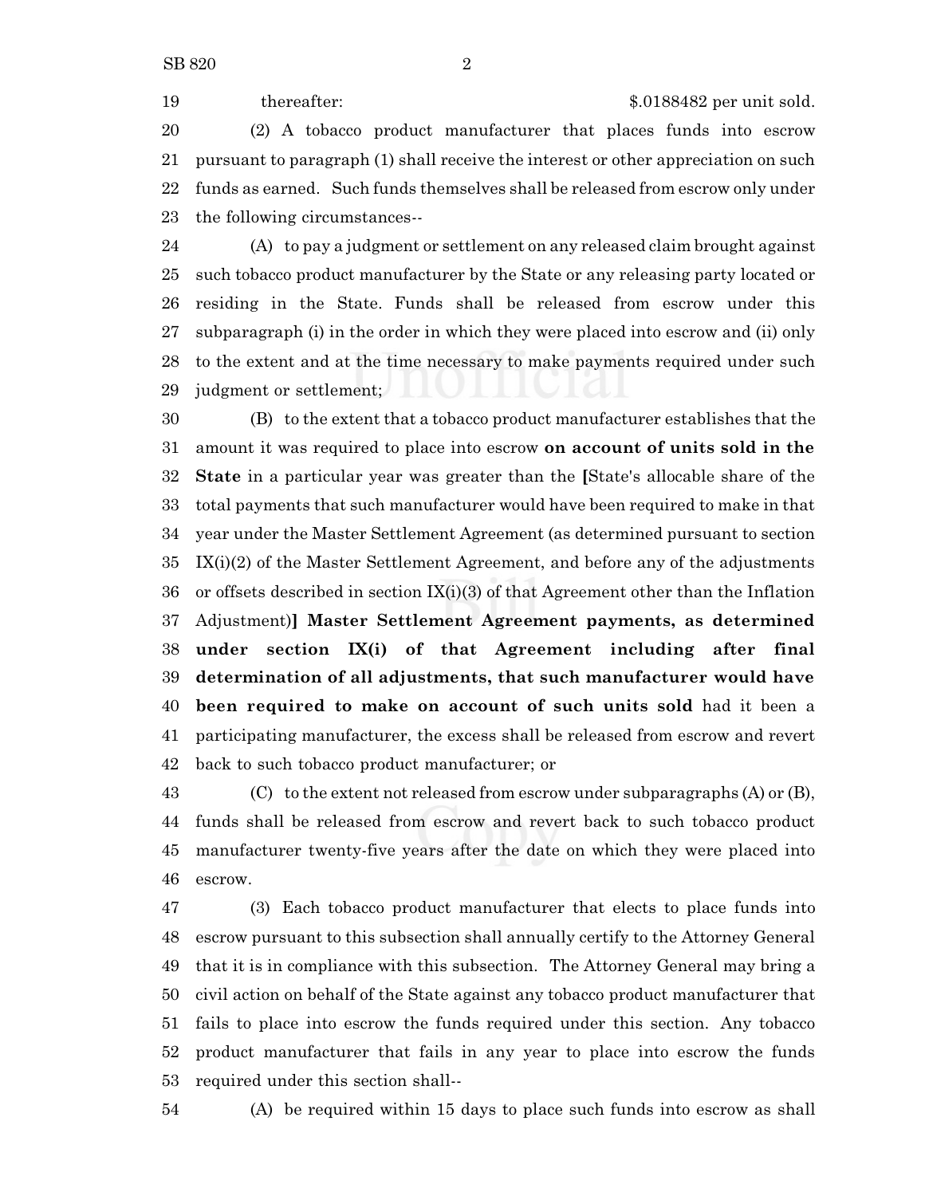thereafter: $.0188482 per unit sold.

(2) A tobacco product manufacturer that places funds into escrow pursuant to paragraph (1) shall receive the interest or other appreciation on such funds as earned. Such funds themselves shall be released from escrow only under the following circumstances--

(A) to pay a judgment or settlement on any released claim brought against such tobacco product manufacturer by the State or any releasing party located or residing in the State. Funds shall be released from escrow under this subparagraph (i) in the order in which they were placed into escrow and (ii) only to the extent and at the time necessary to make payments required under such judgment or settlement;

(B) to the extent that a tobacco product manufacturer establishes that the amount it was required to place into escrow **on account of units sold in the State** in a particular year was greater than the **[**State's allocable share of the total payments that such manufacturer would have been required to make in that year under the Master Settlement Agreement (as determined pursuant to section IX(i)(2) of the Master Settlement Agreement, and before any of the adjustments or offsets described in section IX(i)(3) of that Agreement other than the Inflation Adjustment)**] Master Settlement Agreement payments, as determined under section IX(i) of that Agreement including after final determination of all adjustments, that such manufacturer would have been required to make on account of such units sold** had it been a participating manufacturer, the excess shall be released from escrow and revert back to such tobacco product manufacturer; or

(C) to the extent not released from escrow under subparagraphs (A) or (B), funds shall be released from escrow and revert back to such tobacco product manufacturer twenty-five years after the date on which they were placed into escrow.

(3) Each tobacco product manufacturer that elects to place funds into escrow pursuant to this subsection shall annually certify to the Attorney General that it is in compliance with this subsection. The Attorney General may bring a civil action on behalf of the State against any tobacco product manufacturer that fails to place into escrow the funds required under this section. Any tobacco product manufacturer that fails in any year to place into escrow the funds required under this section shall--

(A) be required within 15 days to place such funds into escrow as shall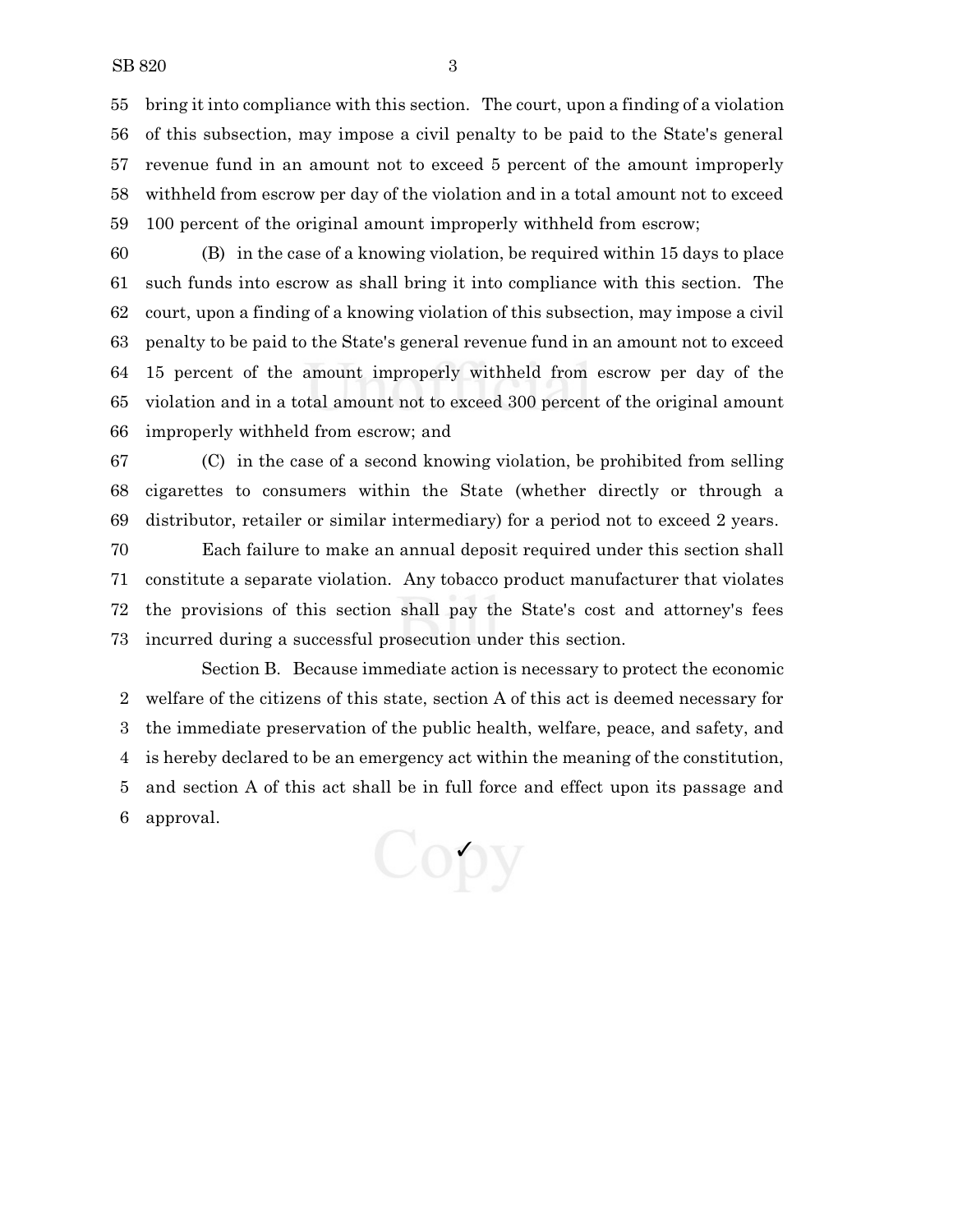bring it into compliance with this section. The court, upon a finding of a violation of this subsection, may impose a civil penalty to be paid to the State's general revenue fund in an amount not to exceed 5 percent of the amount improperly withheld from escrow per day of the violation and in a total amount not to exceed 100 percent of the original amount improperly withheld from escrow;

(B) in the case of a knowing violation, be required within 15 days to place such funds into escrow as shall bring it into compliance with this section. The court, upon a finding of a knowing violation of this subsection, may impose a civil penalty to be paid to the State's general revenue fund in an amount not to exceed 15 percent of the amount improperly withheld from escrow per day of the violation and in a total amount not to exceed 300 percent of the original amount improperly withheld from escrow; and

(C) in the case of a second knowing violation, be prohibited from selling cigarettes to consumers within the State (whether directly or through a distributor, retailer or similar intermediary) for a period not to exceed 2 years.

Each failure to make an annual deposit required under this section shall constitute a separate violation. Any tobacco product manufacturer that violates the provisions of this section shall pay the State's cost and attorney's fees incurred during a successful prosecution under this section.

Section B. Because immediate action is necessary to protect the economic welfare of the citizens of this state, section A of this act is deemed necessary for the immediate preservation of the public health, welfare, peace, and safety, and is hereby declared to be an emergency act within the meaning of the constitution, and section A of this act shall be in full force and effect upon its passage and approval.

✓